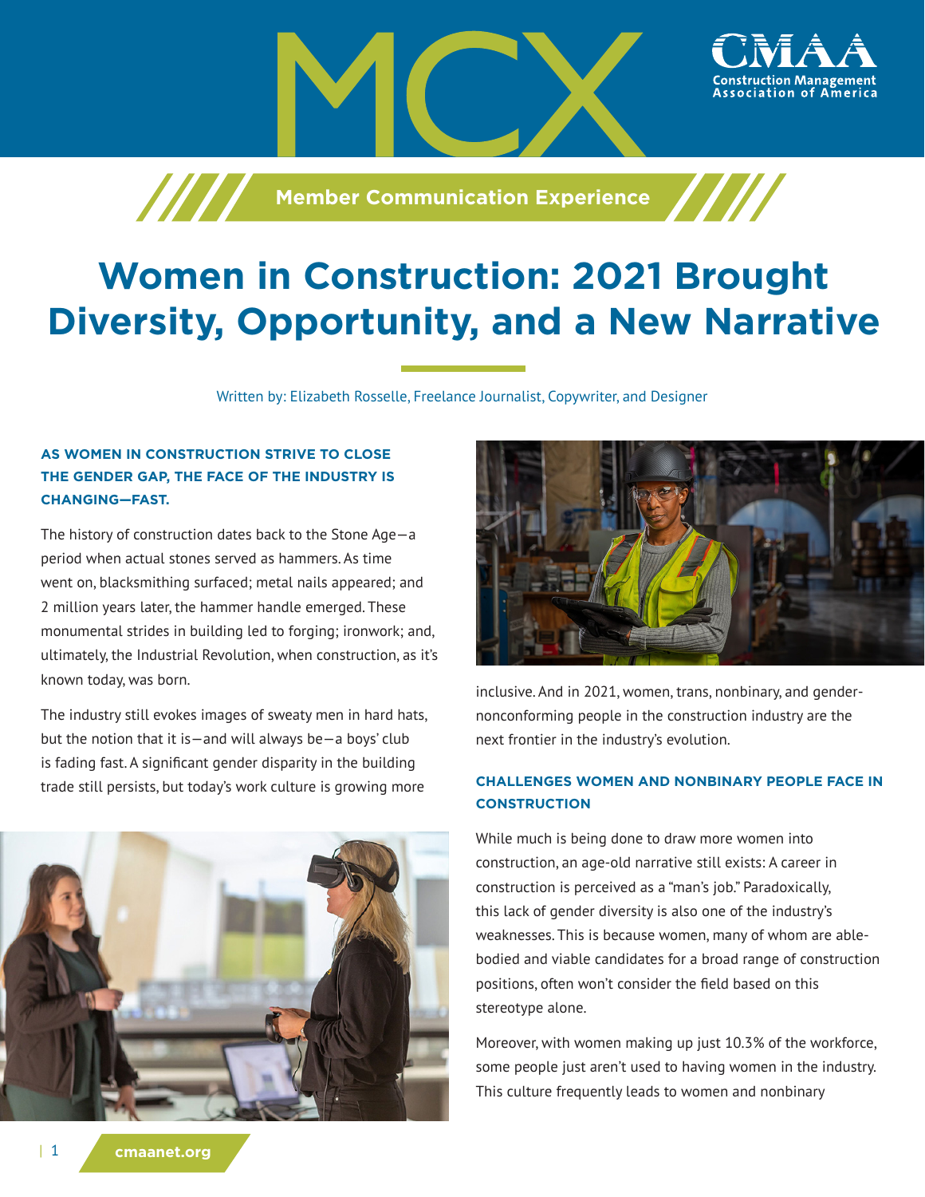# Women in Construction: 2021 Brought Diversity, Opportunity, and a New Narrative

Written by: Elizabeth Rosselle, Freelance Journalist, Copywriter, and Designer

**AS WOMEN IN CONSTRUCTION STRIVE TO CLOSE THE GENDER GAP, THE FACE OF THE INDUSTRY IS CHANGING—FAST.**

The history of construction dates back to the Stone Age—a period when actual stones served as hammers. As time went on, blacksmithing surfaced; metal nails appeared; and 2 million years later, the hammer handle emerged. These monumental strides in building led to forging; ironwork; and, ultimately, the Industrial Revolution, when construction, as it's known today, was born.

The industry still evokes images of sweaty men in hard hats, but the notion that it is—and will always be—a boys' club is fading fast. A significant gender disparity in the building trade still persists, but today's work culture is growing more inclusive. And in 2021, women, trans, nonbinary, and gender-nonconforming people in the construction industry are the next frontier in the industry's evolution.

## CHALLENGES WOMEN AND NONBINARY PEOPLE FACE IN CONSTRUCTION

While much is being done to draw more women into construction, an age-old narrative still exists: A career in construction is perceived as a "man's job." Paradoxically, this lack of gender diversity is also one of the industry's weaknesses. This is because women, many of whom are able-bodied and viable candidates for a broad range of construction positions, often won't consider the field based on this stereotype alone.

Moreover, with women making up just 10.3% of the workforce, some people just aren't used to having women in the industry. This culture frequently leads to women and nonbinary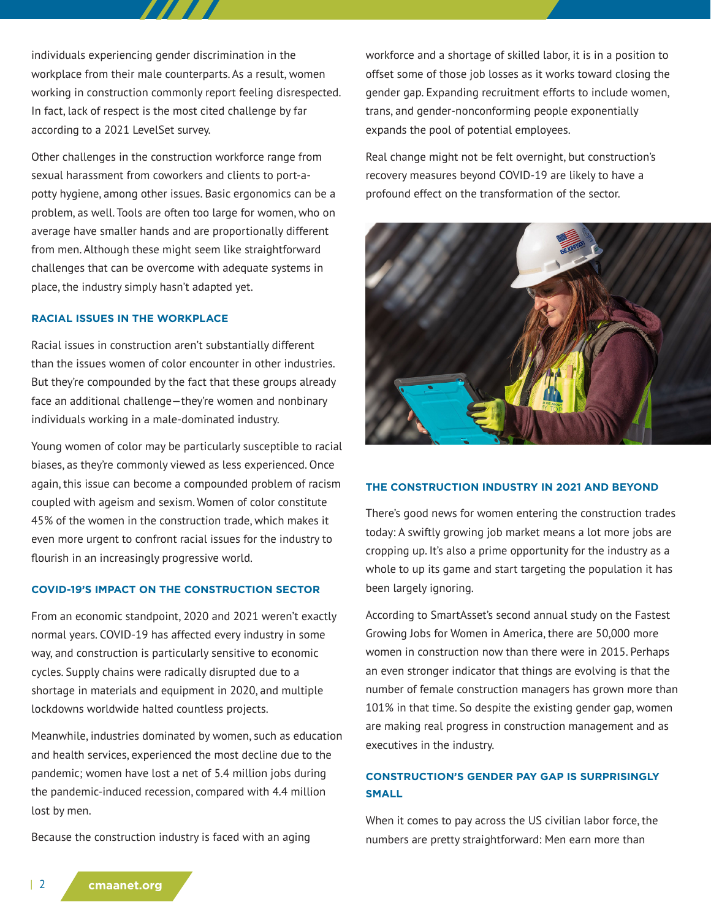individuals experiencing gender discrimination in the workplace from their male counterparts. As a result, women working in construction commonly report feeling disrespected. In fact, lack of respect is the most cited challenge by far according to a 2021 LevelSet survey.

Other challenges in the construction workforce range from sexual harassment from coworkers and clients to port-a-potty hygiene, among other issues. Basic ergonomics can be a problem, as well. Tools are often too large for women, who on average have smaller hands and are proportionally different from men. Although these might seem like straightforward challenges that can be overcome with adequate systems in place, the industry simply hasn't adapted yet.

### RACIAL ISSUES IN THE WORKPLACE

Racial issues in construction aren't substantially different than the issues women of color encounter in other industries. But they're compounded by the fact that these groups already face an additional challenge—they're women and nonbinary individuals working in a male-dominated industry.

Young women of color may be particularly susceptible to racial biases, as they're commonly viewed as less experienced. Once again, this issue can become a compounded problem of racism coupled with ageism and sexism. Women of color constitute 45% of the women in the construction trade, which makes it even more urgent to confront racial issues for the industry to flourish in an increasingly progressive world.

### COVID-19'S IMPACT ON THE CONSTRUCTION SECTOR

From an economic standpoint, 2020 and 2021 weren't exactly normal years. COVID-19 has affected every industry in some way, and construction is particularly sensitive to economic cycles. Supply chains were radically disrupted due to a shortage in materials and equipment in 2020, and multiple lockdowns worldwide halted countless projects.

Meanwhile, industries dominated by women, such as education and health services, experienced the most decline due to the pandemic; women have lost a net of 5.4 million jobs during the pandemic-induced recession, compared with 4.4 million lost by men.

Because the construction industry is faced with an aging workforce and a shortage of skilled labor, it is in a position to offset some of those job losses as it works toward closing the gender gap. Expanding recruitment efforts to include women, trans, and gender-nonconforming people exponentially expands the pool of potential employees.

Real change might not be felt overnight, but construction's recovery measures beyond COVID-19 are likely to have a profound effect on the transformation of the sector.

### THE CONSTRUCTION INDUSTRY IN 2021 AND BEYOND

There's good news for women entering the construction trades today: A swiftly growing job market means a lot more jobs are cropping up. It's also a prime opportunity for the industry as a whole to up its game and start targeting the population it has been largely ignoring.

According to SmartAsset's second annual study on the Fastest Growing Jobs for Women in America, there are 50,000 more women in construction now than there were in 2015. Perhaps an even stronger indicator that things are evolving is that the number of female construction managers has grown more than 101% in that time. So despite the existing gender gap, women are making real progress in construction management and as executives in the industry.

### CONSTRUCTION'S GENDER PAY GAP IS SURPRISINGLY SMALL

When it comes to pay across the US civilian labor force, the numbers are pretty straightforward: Men earn more than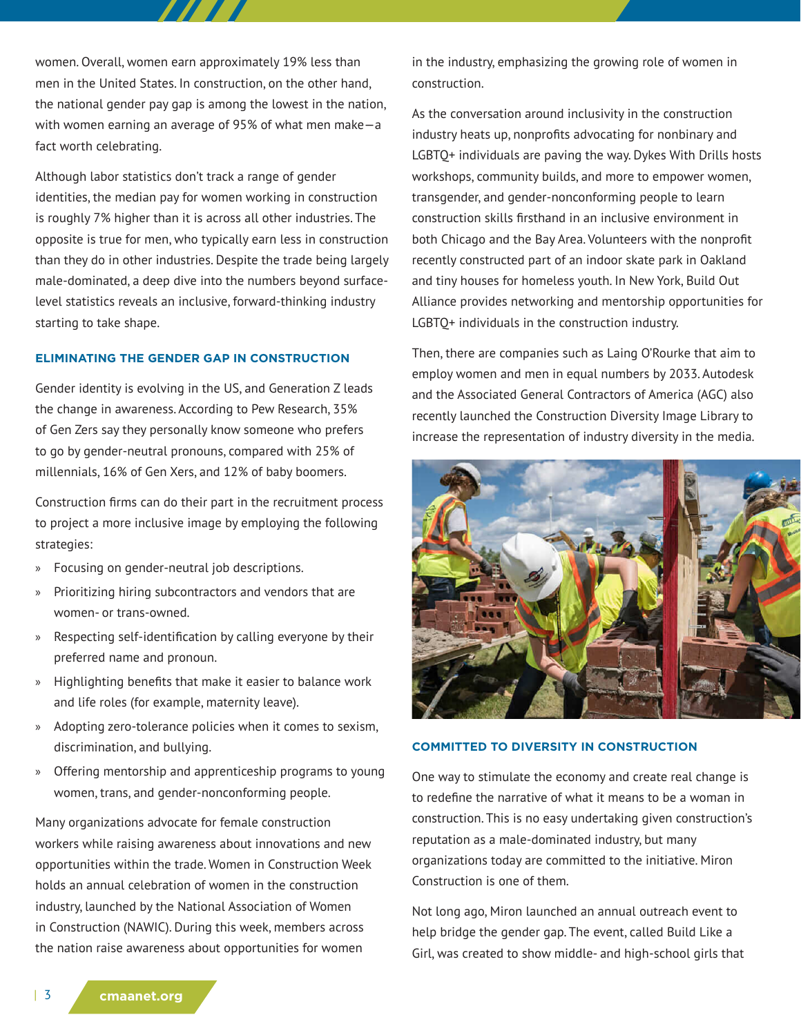women. Overall, women earn approximately 19% less than men in the United States. In construction, on the other hand, the national gender pay gap is among the lowest in the nation, with women earning an average of 95% of what men make—a fact worth celebrating.

Although labor statistics don't track a range of gender identities, the median pay for women working in construction is roughly 7% higher than it is across all other industries. The opposite is true for men, who typically earn less in construction than they do in other industries. Despite the trade being largely male-dominated, a deep dive into the numbers beyond surface-level statistics reveals an inclusive, forward-thinking industry starting to take shape.

## ELIMINATING THE GENDER GAP IN CONSTRUCTION

Gender identity is evolving in the US, and Generation Z leads the change in awareness. According to Pew Research, 35% of Gen Zers say they personally know someone who prefers to go by gender-neutral pronouns, compared with 25% of millennials, 16% of Gen Xers, and 12% of baby boomers.

Construction firms can do their part in the recruitment process to project a more inclusive image by employing the following strategies:

- Focusing on gender-neutral job descriptions.
- Prioritizing hiring subcontractors and vendors that are women- or trans-owned.
- Respecting self-identification by calling everyone by their preferred name and pronoun.
- Highlighting benefits that make it easier to balance work and life roles (for example, maternity leave).
- Adopting zero-tolerance policies when it comes to sexism, discrimination, and bullying.
- Offering mentorship and apprenticeship programs to young women, trans, and gender-nonconforming people.

Many organizations advocate for female construction workers while raising awareness about innovations and new opportunities within the trade. Women in Construction Week holds an annual celebration of women in the construction industry, launched by the National Association of Women in Construction (NAWIC). During this week, members across the nation raise awareness about opportunities for women in the industry, emphasizing the growing role of women in construction.

As the conversation around inclusivity in the construction industry heats up, nonprofits advocating for nonbinary and LGBTQ+ individuals are paving the way. Dykes With Drills hosts workshops, community builds, and more to empower women, transgender, and gender-nonconforming people to learn construction skills firsthand in an inclusive environment in both Chicago and the Bay Area. Volunteers with the nonprofit recently constructed part of an indoor skate park in Oakland and tiny houses for homeless youth. In New York, Build Out Alliance provides networking and mentorship opportunities for LGBTQ+ individuals in the construction industry.

Then, there are companies such as Laing O'Rourke that aim to employ women and men in equal numbers by 2033. Autodesk and the Associated General Contractors of America (AGC) also recently launched the Construction Diversity Image Library to increase the representation of industry diversity in the media.

## COMMITTED TO DIVERSITY IN CONSTRUCTION

One way to stimulate the economy and create real change is to redefine the narrative of what it means to be a woman in construction. This is no easy undertaking given construction's reputation as a male-dominated industry, but many organizations today are committed to the initiative. Miron Construction is one of them.

Not long ago, Miron launched an annual outreach event to help bridge the gender gap. The event, called Build Like a Girl, was created to show middle- and high-school girls that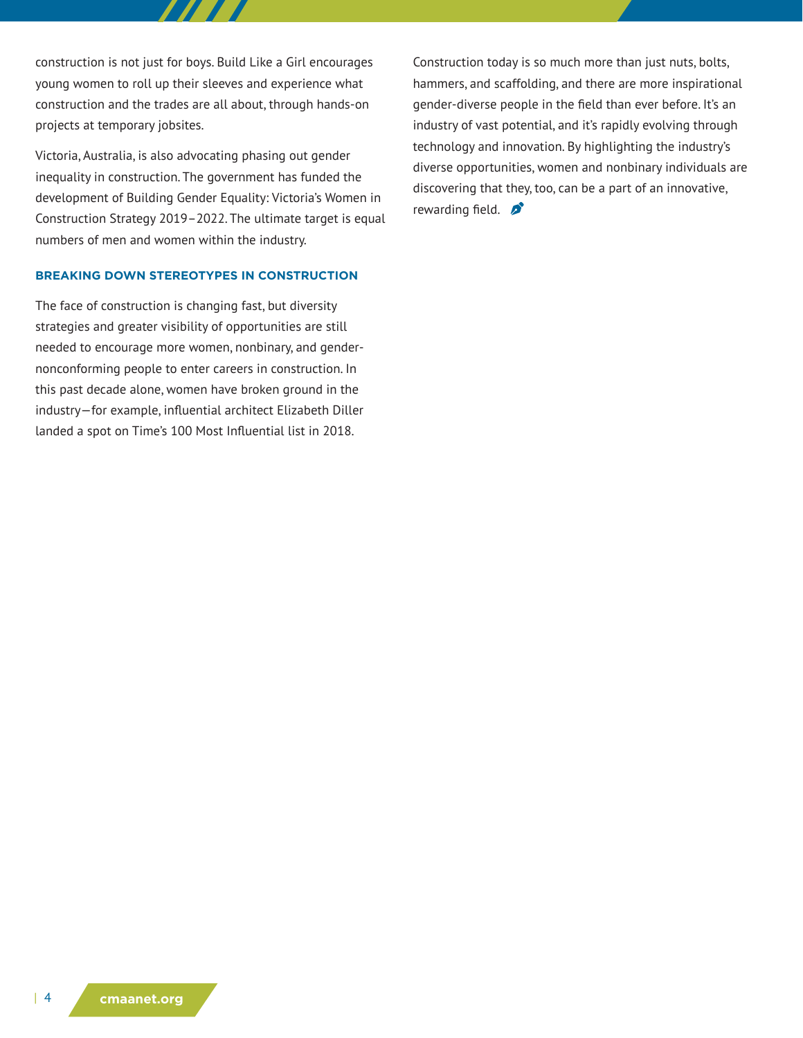construction is not just for boys. Build Like a Girl encourages young women to roll up their sleeves and experience what construction and the trades are all about, through hands-on projects at temporary jobsites.

Victoria, Australia, is also advocating phasing out gender inequality in construction. The government has funded the development of Building Gender Equality: Victoria's Women in Construction Strategy 2019–2022. The ultimate target is equal numbers of men and women within the industry.

### BREAKING DOWN STEREOTYPES IN CONSTRUCTION

The face of construction is changing fast, but diversity strategies and greater visibility of opportunities are still needed to encourage more women, nonbinary, and gender-nonconforming people to enter careers in construction. In this past decade alone, women have broken ground in the industry—for example, influential architect Elizabeth Diller landed a spot on Time's 100 Most Influential list in 2018.

Construction today is so much more than just nuts, bolts, hammers, and scaffolding, and there are more inspirational gender-diverse people in the field than ever before. It's an industry of vast potential, and it's rapidly evolving through technology and innovation. By highlighting the industry's diverse opportunities, women and nonbinary individuals are discovering that they, too, can be a part of an innovative, rewarding field.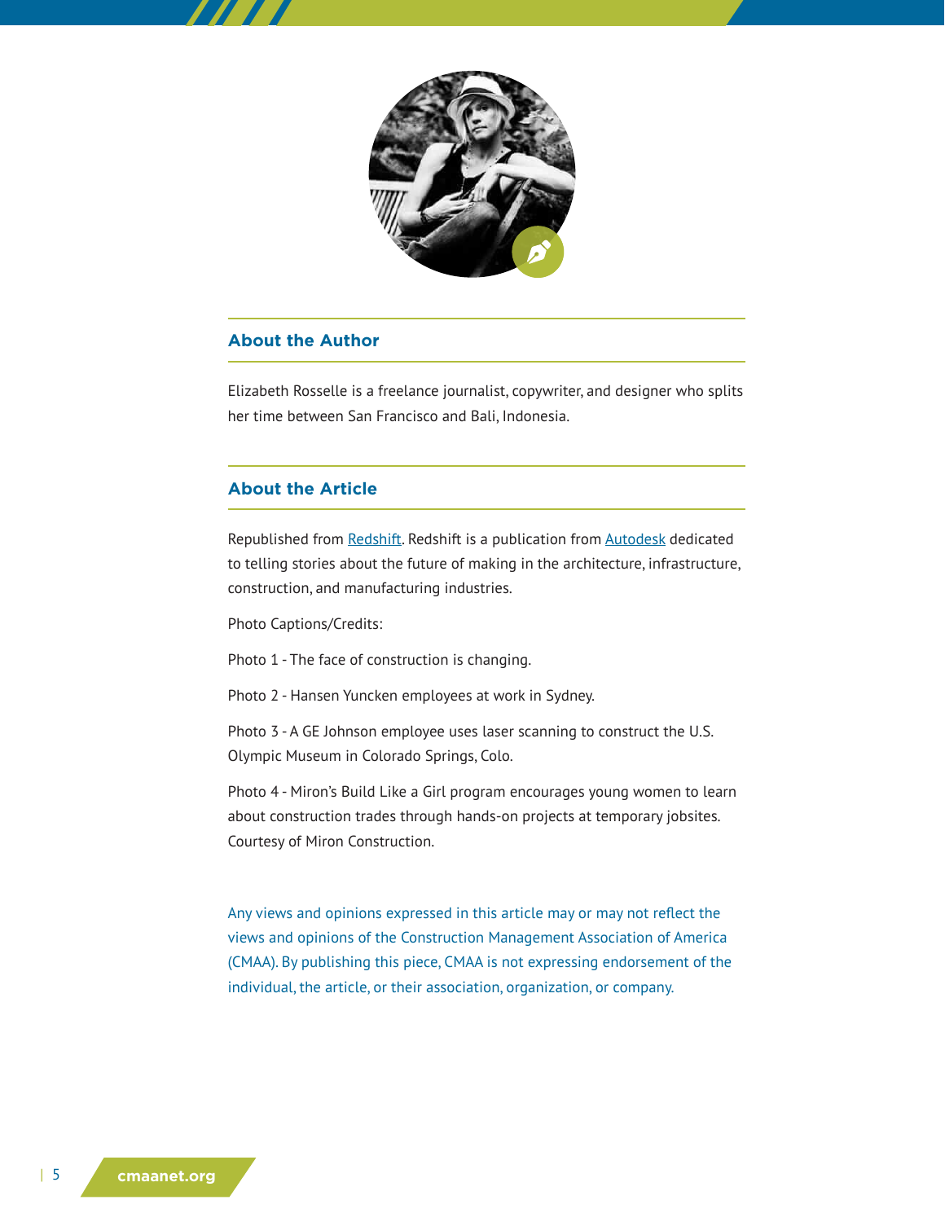## About the Author

Elizabeth Rosselle is a freelance journalist, copywriter, and designer who splits her time between San Francisco and Bali, Indonesia.

## About the Article

Republished from [Redshift](). Redshift is a publication from [Autodesk]() dedicated to telling stories about the future of making in the architecture, infrastructure, construction, and manufacturing industries.

Photo Captions/Credits:

Photo 1 - The face of construction is changing.

Photo 2 - Hansen Yuncken employees at work in Sydney.

Photo 3 - A GE Johnson employee uses laser scanning to construct the U.S. Olympic Museum in Colorado Springs, Colo.

Photo 4 - Miron's Build Like a Girl program encourages young women to learn about construction trades through hands-on projects at temporary jobsites. Courtesy of Miron Construction.

Any views and opinions expressed in this article may or may not reflect the views and opinions of the Construction Management Association of America (CMAA). By publishing this piece, CMAA is not expressing endorsement of the individual, the article, or their association, organization, or company.